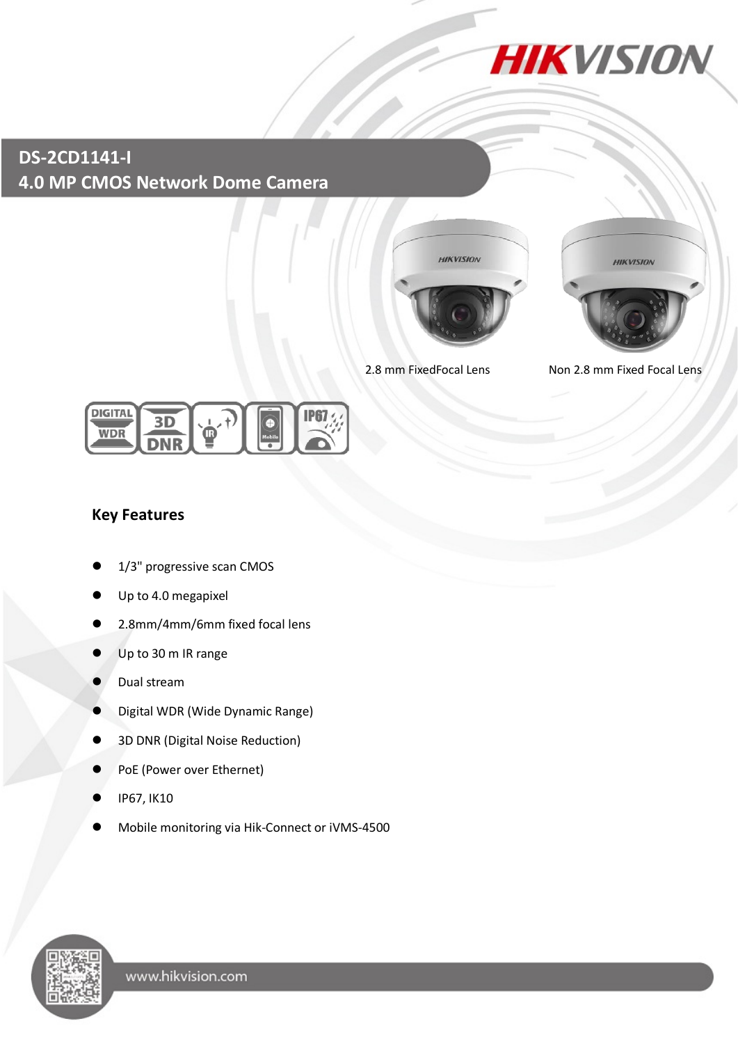# DS-2CD1141-I
# 4.0 MP CMOS Network Dome Camera

2.8 mm FixedFocal Lens

Non 2.8 mm Fixed Focal Lens

## Key Features

- 1/3" progressive scan CMOS
- Up to 4.0 megapixel
- 2.8mm/4mm/6mm fixed focal lens
- Up to 30 m IR range
- Dual stream
- Digital WDR (Wide Dynamic Range)
- 3D DNR (Digital Noise Reduction)
- PoE (Power over Ethernet)
- IP67, IK10
- Mobile monitoring via Hik-Connect or iVMS-4500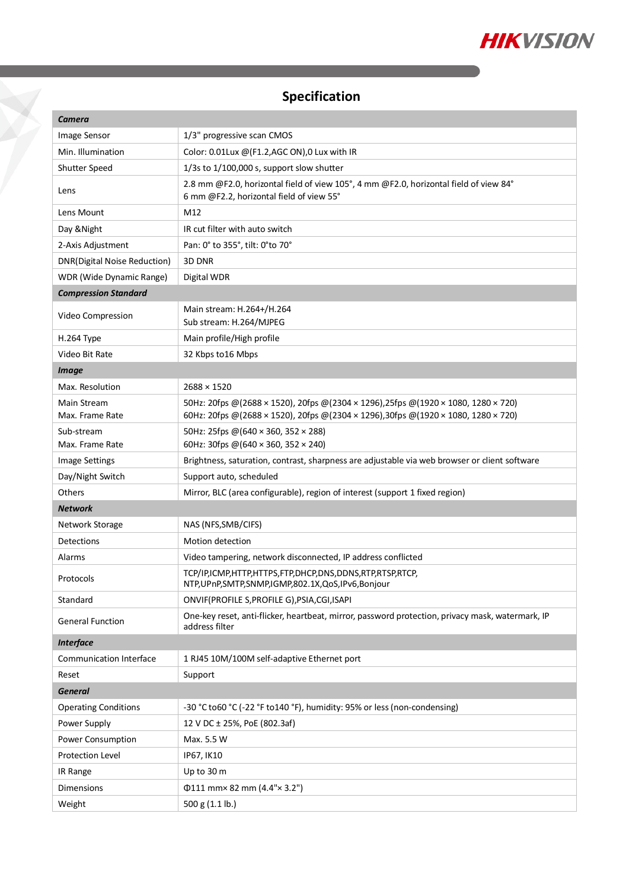# Specification

| **Camera** | |
|---|---|
| Image Sensor | 1/3" progressive scan CMOS |
| Min. Illumination | Color: 0.01Lux @(F1.2,AGC ON),0 Lux with IR |
| Shutter Speed | 1/3s to 1/100,000 s, support slow shutter |
| Lens | 2.8 mm @F2.0, horizontal field of view 105°, 4 mm @F2.0, horizontal field of view 84°<br>6 mm @F2.2, horizontal field of view 55° |
| Lens Mount | M12 |
| Day &Night | IR cut filter with auto switch |
| 2-Axis Adjustment | Pan: 0° to 355°, tilt: 0°to 70° |
| DNR(Digital Noise Reduction) | 3D DNR |
| WDR (Wide Dynamic Range) | Digital WDR |
| **Compression Standard** | |
| Video Compression | Main stream: H.264+/H.264<br>Sub stream: H.264/MJPEG |
| H.264 Type | Main profile/High profile |
| Video Bit Rate | 32 Kbps to16 Mbps |
| **Image** | |
| Max. Resolution | 2688 × 1520 |
| Main Stream<br>Max. Frame Rate | 50Hz: 20fps @(2688 × 1520), 20fps @(2304 × 1296),25fps @(1920 × 1080, 1280 × 720)<br>60Hz: 20fps @(2688 × 1520), 20fps @(2304 × 1296),30fps @(1920 × 1080, 1280 × 720) |
| Sub-stream<br>Max. Frame Rate | 50Hz: 25fps @(640 × 360, 352 × 288)<br>60Hz: 30fps @(640 × 360, 352 × 240) |
| Image Settings | Brightness, saturation, contrast, sharpness are adjustable via web browser or client software |
| Day/Night Switch | Support auto, scheduled |
| Others | Mirror, BLC (area configurable), region of interest (support 1 fixed region) |
| **Network** | |
| Network Storage | NAS (NFS,SMB/CIFS) |
| Detections | Motion detection |
| Alarms | Video tampering, network disconnected, IP address conflicted |
| Protocols | TCP/IP,ICMP,HTTP,HTTPS,FTP,DHCP,DNS,DDNS,RTP,RTSP,RTCP,<br>NTP,UPnP,SMTP,SNMP,IGMP,802.1X,QoS,IPv6,Bonjour |
| Standard | ONVIF(PROFILE S,PROFILE G),PSIA,CGI,ISAPI |
| General Function | One-key reset, anti-flicker, heartbeat, mirror, password protection, privacy mask, watermark, IP address filter |
| **Interface** | |
| Communication Interface | 1 RJ45 10M/100M self-adaptive Ethernet port |
| Reset | Support |
| **General** | |
| Operating Conditions | -30 °C to60 °C (-22 °F to140 °F), humidity: 95% or less (non-condensing) |
| Power Supply | 12 V DC ± 25%, PoE (802.3af) |
| Power Consumption | Max. 5.5 W |
| Protection Level | IP67, IK10 |
| IR Range | Up to 30 m |
| Dimensions | Φ111 mm× 82 mm (4.4"× 3.2") |
| Weight | 500 g (1.1 lb.) |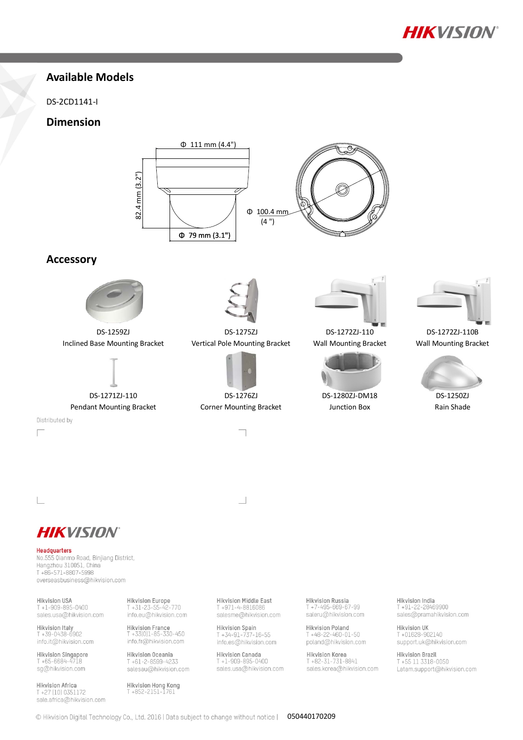## Available Models

DS-2CD1141-I

## Dimension

Φ 111 mm (4.4")

82.4 mm (3.2")

Φ 100.4 mm (4 ")

Φ 79 mm (3.1")

## Accessory

DS-1259ZJ
Inclined Base Mounting Bracket

DS-1275ZJ
Vertical Pole Mounting Bracket

DS-1272ZJ-110
Wall Mounting Bracket

DS-1272ZJ-110B
Wall Mounting Bracket

DS-1271ZJ-110
Pendant Mounting Bracket

DS-1276ZJ
Corner Mounting Bracket

DS-1280ZJ-DM18
Junction Box

DS-1250ZJ
Rain Shade

Distributed by

**Headquarters**
No.555 Qianmo Road, Binjiang District,
Hangzhou 310051, China
T +86-571-8807-5998
overseasbusiness@hikvision.com

Hikvision USA
T +1-909-895-0400
sales.usa@hikvision.com

Hikvision Europe
T +31-23-55-42-770
info.eu@hikvision.com

Hikvision Middle East
T +971-4-8816086
salesme@hikvision.com

Hikvision Russia
T +7-495-669-67-99
saleru@hikvision.com

Hikvision India
T +91-22-28469900
sales@pramahikvision.com

Hikvision Italy
T +39-0438-6902
info.it@hikvision.com

Hikvision France
T +33(0)1-85-330-450
info.fr@hikvision.com

Hikvision Spain
T +34-91-737-16-55
info.es@hikvision.com

Hikvision Poland
T +48-22-460-01-50
poland@hikvision.com

Hikvision UK
T +01628-902140
support.uk@hikvision.com

Hikvision Singapore
T +65-6684-4718
sg@hikvision.com

Hikvision Oceania
T +61-2-8599-4233
salesau@hikvision.com

Hikvision Canada
T +1-909-895-0400
sales.usa@hikvision.com

Hikvision Korea
T +82-31-731-8841
sales.korea@hikvision.com

Hikvision Brazil
T +55 11 3318-0050
Latam.support@hikvision.com

Hikvision Africa
T +27 (10) 0351172
sale.africa@hikvision.com

Hikvision Hong Kong
T +852-2151-1761

© Hikvision Digital Technology Co., Ltd. 2016 | Data subject to change without notice | 050440170209